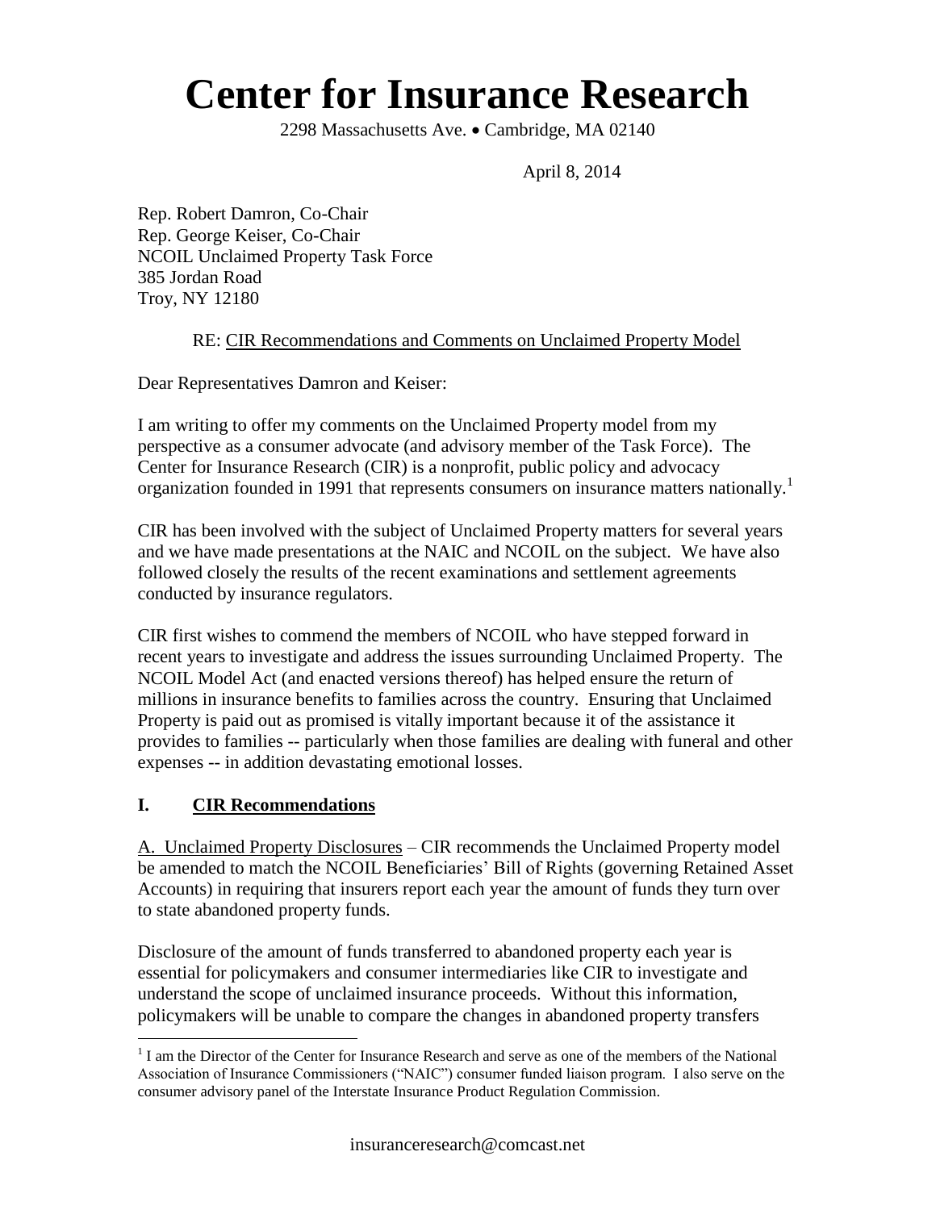# Center for Insurance Research

2298 Massachusetts Ave. • Cambridge, MA 02140

April 8, 2014

Rep. Robert Damron, Co-Chair
Rep. George Keiser, Co-Chair
NCOIL Unclaimed Property Task Force
385 Jordan Road
Troy, NY 12180

RE: <u>CIR Recommendations and Comments on Unclaimed Property Model</u>

Dear Representatives Damron and Keiser:

I am writing to offer my comments on the Unclaimed Property model from my perspective as a consumer advocate (and advisory member of the Task Force). The Center for Insurance Research (CIR) is a nonprofit, public policy and advocacy organization founded in 1991 that represents consumers on insurance matters nationally.[1]

CIR has been involved with the subject of Unclaimed Property matters for several years and we have made presentations at the NAIC and NCOIL on the subject. We have also followed closely the results of the recent examinations and settlement agreements conducted by insurance regulators.

CIR first wishes to commend the members of NCOIL who have stepped forward in recent years to investigate and address the issues surrounding Unclaimed Property. The NCOIL Model Act (and enacted versions thereof) has helped ensure the return of millions in insurance benefits to families across the country. Ensuring that Unclaimed Property is paid out as promised is vitally important because it of the assistance it provides to families -- particularly when those families are dealing with funeral and other expenses -- in addition devastating emotional losses.

## I. <u>CIR Recommendations</u>

<u>A. Unclaimed Property Disclosures</u> – CIR recommends the Unclaimed Property model be amended to match the NCOIL Beneficiaries' Bill of Rights (governing Retained Asset Accounts) in requiring that insurers report each year the amount of funds they turn over to state abandoned property funds.

Disclosure of the amount of funds transferred to abandoned property each year is essential for policymakers and consumer intermediaries like CIR to investigate and understand the scope of unclaimed insurance proceeds. Without this information, policymakers will be unable to compare the changes in abandoned property transfers

---

[1] I am the Director of the Center for Insurance Research and serve as one of the members of the National Association of Insurance Commissioners ("NAIC") consumer funded liaison program. I also serve on the consumer advisory panel of the Interstate Insurance Product Regulation Commission.

insuranceresearch@comcast.net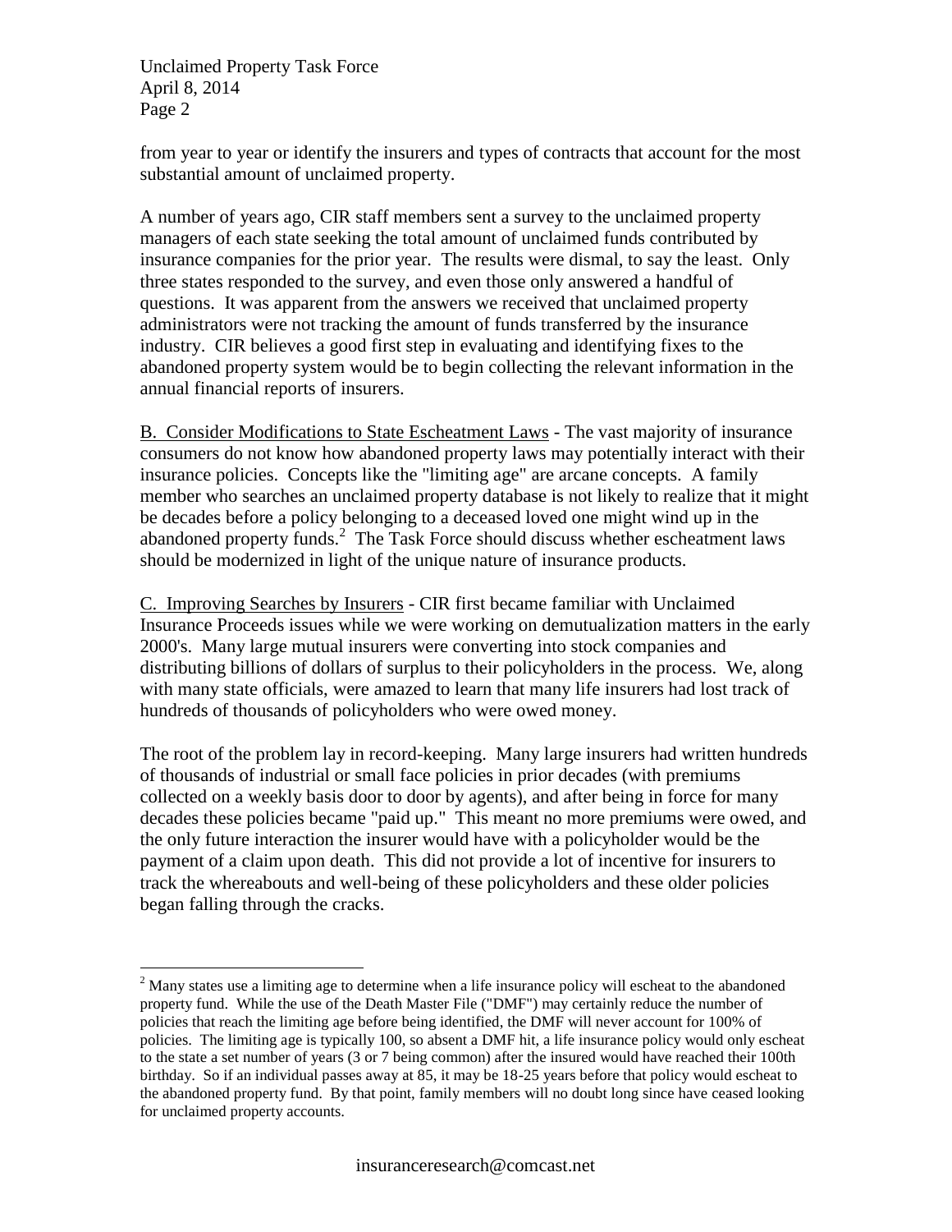from year to year or identify the insurers and types of contracts that account for the most substantial amount of unclaimed property.

A number of years ago, CIR staff members sent a survey to the unclaimed property managers of each state seeking the total amount of unclaimed funds contributed by insurance companies for the prior year. The results were dismal, to say the least. Only three states responded to the survey, and even those only answered a handful of questions. It was apparent from the answers we received that unclaimed property administrators were not tracking the amount of funds transferred by the insurance industry. CIR believes a good first step in evaluating and identifying fixes to the abandoned property system would be to begin collecting the relevant information in the annual financial reports of insurers.

<u>B. Consider Modifications to State Escheatment Laws</u> - The vast majority of insurance consumers do not know how abandoned property laws may potentially interact with their insurance policies. Concepts like the "limiting age" are arcane concepts. A family member who searches an unclaimed property database is not likely to realize that it might be decades before a policy belonging to a deceased loved one might wind up in the abandoned property funds.[2] The Task Force should discuss whether escheatment laws should be modernized in light of the unique nature of insurance products.

<u>C. Improving Searches by Insurers</u> - CIR first became familiar with Unclaimed Insurance Proceeds issues while we were working on demutualization matters in the early 2000's. Many large mutual insurers were converting into stock companies and distributing billions of dollars of surplus to their policyholders in the process. We, along with many state officials, were amazed to learn that many life insurers had lost track of hundreds of thousands of policyholders who were owed money.

The root of the problem lay in record-keeping. Many large insurers had written hundreds of thousands of industrial or small face policies in prior decades (with premiums collected on a weekly basis door to door by agents), and after being in force for many decades these policies became "paid up." This meant no more premiums were owed, and the only future interaction the insurer would have with a policyholder would be the payment of a claim upon death. This did not provide a lot of incentive for insurers to track the whereabouts and well-being of these policyholders and these older policies began falling through the cracks.

---

[2] Many states use a limiting age to determine when a life insurance policy will escheat to the abandoned property fund. While the use of the Death Master File ("DMF") may certainly reduce the number of policies that reach the limiting age before being identified, the DMF will never account for 100% of policies. The limiting age is typically 100, so absent a DMF hit, a life insurance policy would only escheat to the state a set number of years (3 or 7 being common) after the insured would have reached their 100th birthday. So if an individual passes away at 85, it may be 18-25 years before that policy would escheat to the abandoned property fund. By that point, family members will no doubt long since have ceased looking for unclaimed property accounts.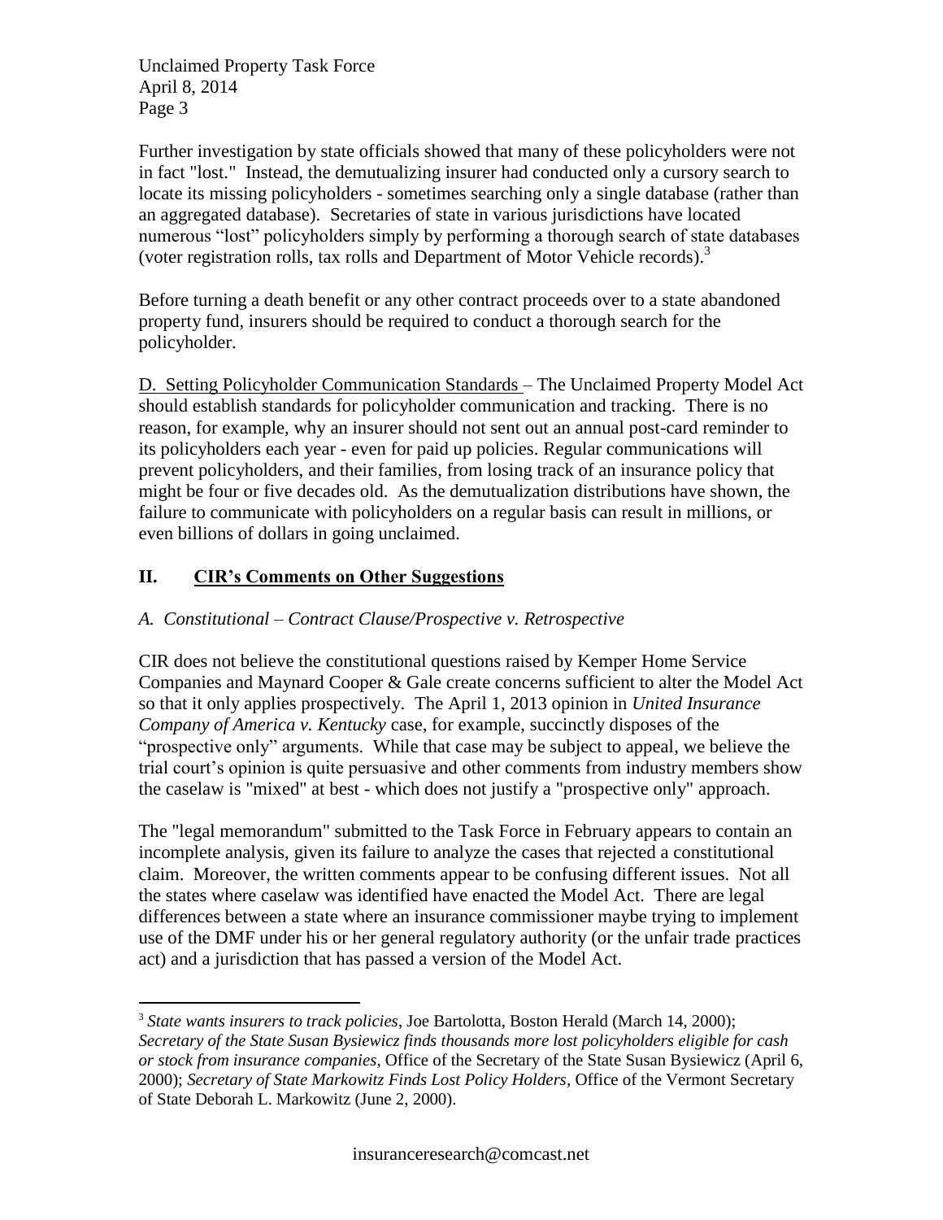Further investigation by state officials showed that many of these policyholders were not in fact "lost." Instead, the demutualizing insurer had conducted only a cursory search to locate its missing policyholders - sometimes searching only a single database (rather than an aggregated database). Secretaries of state in various jurisdictions have located numerous "lost" policyholders simply by performing a thorough search of state databases (voter registration rolls, tax rolls and Department of Motor Vehicle records).[3]

Before turning a death benefit or any other contract proceeds over to a state abandoned property fund, insurers should be required to conduct a thorough search for the policyholder.

D. Setting Policyholder Communication Standards – The Unclaimed Property Model Act should establish standards for policyholder communication and tracking. There is no reason, for example, why an insurer should not sent out an annual post-card reminder to its policyholders each year - even for paid up policies. Regular communications will prevent policyholders, and their families, from losing track of an insurance policy that might be four or five decades old. As the demutualization distributions have shown, the failure to communicate with policyholders on a regular basis can result in millions, or even billions of dollars in going unclaimed.

## II. CIR's Comments on Other Suggestions

### *A. Constitutional – Contract Clause/Prospective v. Retrospective*

CIR does not believe the constitutional questions raised by Kemper Home Service Companies and Maynard Cooper & Gale create concerns sufficient to alter the Model Act so that it only applies prospectively. The April 1, 2013 opinion in *United Insurance Company of America v. Kentucky* case, for example, succinctly disposes of the "prospective only" arguments. While that case may be subject to appeal, we believe the trial court's opinion is quite persuasive and other comments from industry members show the caselaw is "mixed" at best - which does not justify a "prospective only" approach.

The "legal memorandum" submitted to the Task Force in February appears to contain an incomplete analysis, given its failure to analyze the cases that rejected a constitutional claim. Moreover, the written comments appear to be confusing different issues. Not all the states where caselaw was identified have enacted the Model Act. There are legal differences between a state where an insurance commissioner maybe trying to implement use of the DMF under his or her general regulatory authority (or the unfair trade practices act) and a jurisdiction that has passed a version of the Model Act.

[3] *State wants insurers to track policies*, Joe Bartolotta, Boston Herald (March 14, 2000); *Secretary of the State Susan Bysiewicz finds thousands more lost policyholders eligible for cash or stock from insurance companies*, Office of the Secretary of the State Susan Bysiewicz (April 6, 2000); *Secretary of State Markowitz Finds Lost Policy Holders*, Office of the Vermont Secretary of State Deborah L. Markowitz (June 2, 2000).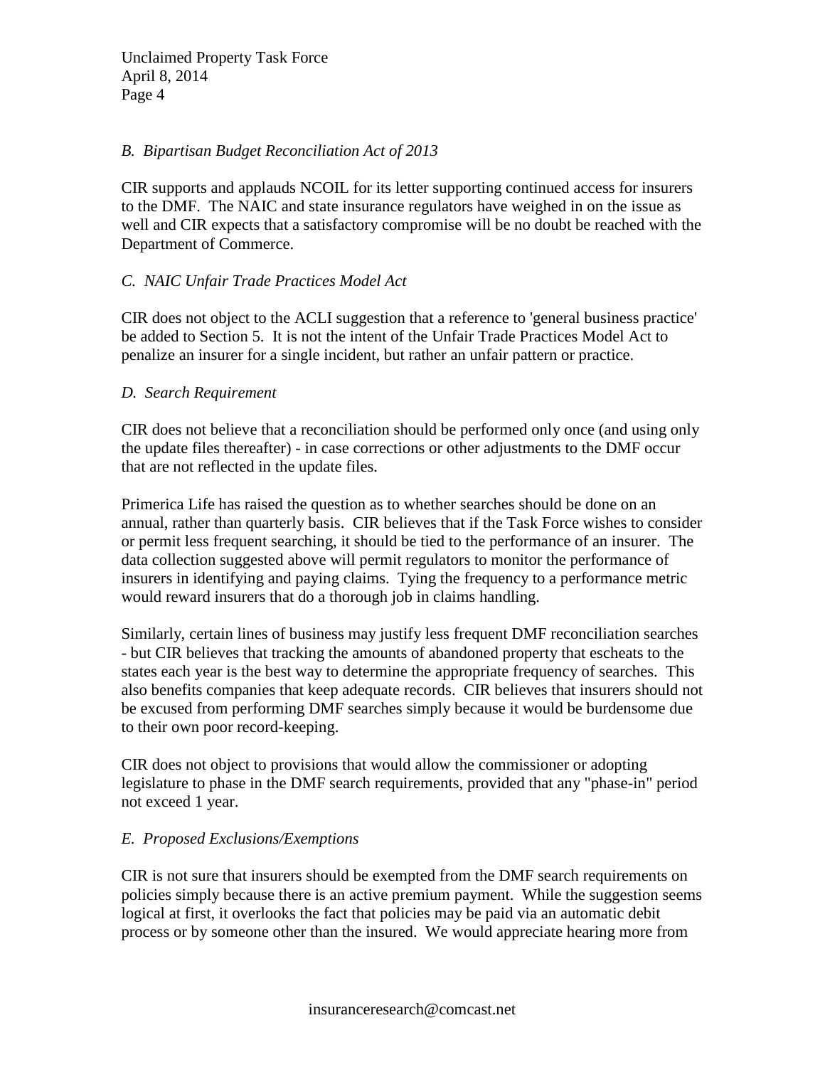*B. Bipartisan Budget Reconciliation Act of 2013*

CIR supports and applauds NCOIL for its letter supporting continued access for insurers to the DMF. The NAIC and state insurance regulators have weighed in on the issue as well and CIR expects that a satisfactory compromise will be no doubt be reached with the Department of Commerce.

*C. NAIC Unfair Trade Practices Model Act*

CIR does not object to the ACLI suggestion that a reference to 'general business practice' be added to Section 5. It is not the intent of the Unfair Trade Practices Model Act to penalize an insurer for a single incident, but rather an unfair pattern or practice.

*D. Search Requirement*

CIR does not believe that a reconciliation should be performed only once (and using only the update files thereafter) - in case corrections or other adjustments to the DMF occur that are not reflected in the update files.

Primerica Life has raised the question as to whether searches should be done on an annual, rather than quarterly basis. CIR believes that if the Task Force wishes to consider or permit less frequent searching, it should be tied to the performance of an insurer. The data collection suggested above will permit regulators to monitor the performance of insurers in identifying and paying claims. Tying the frequency to a performance metric would reward insurers that do a thorough job in claims handling.

Similarly, certain lines of business may justify less frequent DMF reconciliation searches - but CIR believes that tracking the amounts of abandoned property that escheats to the states each year is the best way to determine the appropriate frequency of searches. This also benefits companies that keep adequate records. CIR believes that insurers should not be excused from performing DMF searches simply because it would be burdensome due to their own poor record-keeping.

CIR does not object to provisions that would allow the commissioner or adopting legislature to phase in the DMF search requirements, provided that any "phase-in" period not exceed 1 year.

*E. Proposed Exclusions/Exemptions*

CIR is not sure that insurers should be exempted from the DMF search requirements on policies simply because there is an active premium payment. While the suggestion seems logical at first, it overlooks the fact that policies may be paid via an automatic debit process or by someone other than the insured. We would appreciate hearing more from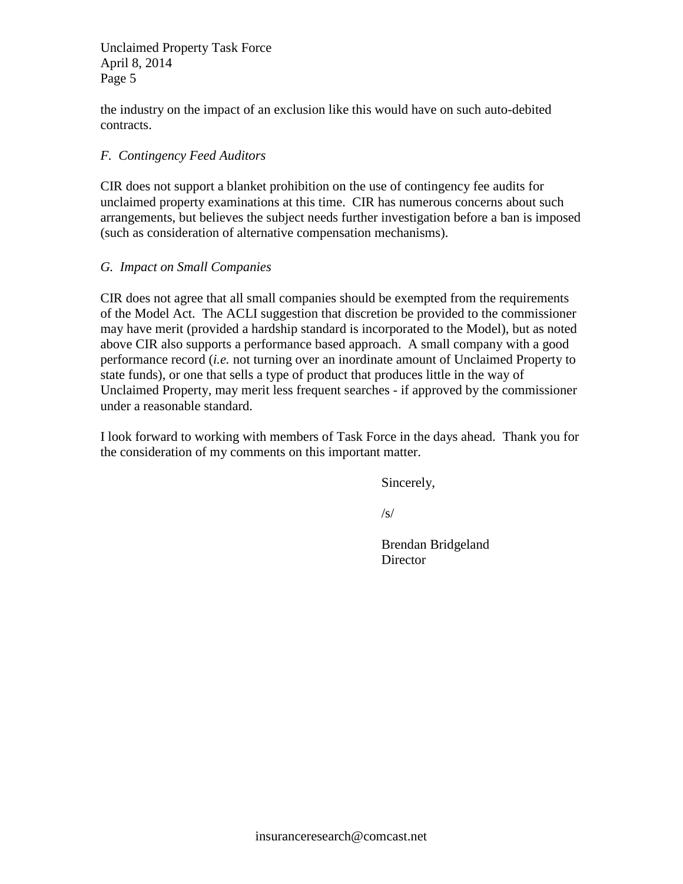the industry on the impact of an exclusion like this would have on such auto-debited contracts.

*F. Contingency Feed Auditors*

CIR does not support a blanket prohibition on the use of contingency fee audits for unclaimed property examinations at this time. CIR has numerous concerns about such arrangements, but believes the subject needs further investigation before a ban is imposed (such as consideration of alternative compensation mechanisms).

*G. Impact on Small Companies*

CIR does not agree that all small companies should be exempted from the requirements of the Model Act. The ACLI suggestion that discretion be provided to the commissioner may have merit (provided a hardship standard is incorporated to the Model), but as noted above CIR also supports a performance based approach. A small company with a good performance record (*i.e.* not turning over an inordinate amount of Unclaimed Property to state funds), or one that sells a type of product that produces little in the way of Unclaimed Property, may merit less frequent searches - if approved by the commissioner under a reasonable standard.

I look forward to working with members of Task Force in the days ahead. Thank you for the consideration of my comments on this important matter.

Sincerely,

/s/

Brendan Bridgeland
Director

insuranceresearch@comcast.net